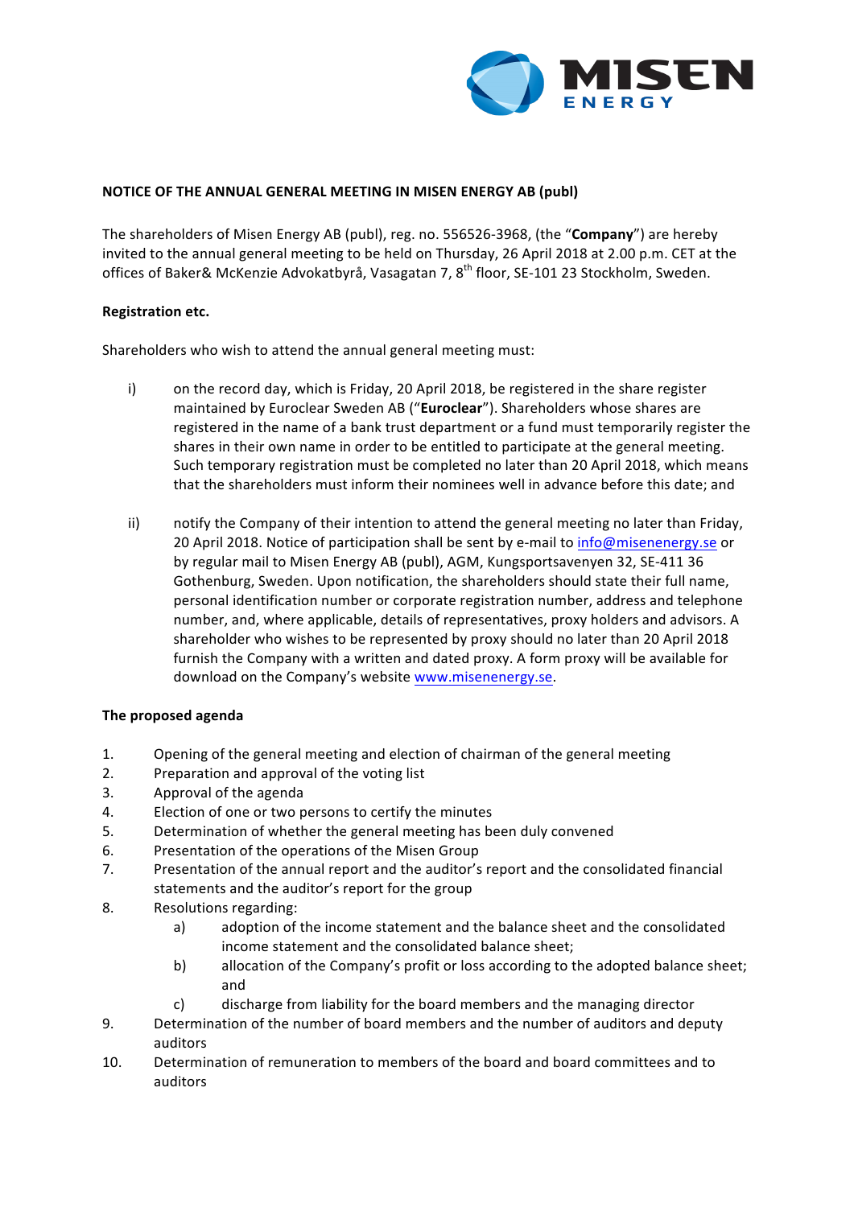**NOTICE OF THE ANNUAL GENERAL MEETING IN MISEN ENERGY AB (publ)**

The shareholders of Misen Energy AB (publ), reg. no. 556526-3968, (the "**Company**") are hereby invited to the annual general meeting to be held on Thursday, 26 April 2018 at 2.00 p.m. CET at the offices of Baker& McKenzie Advokatbyrå, Vasagatan 7, 8th floor, SE-101 23 Stockholm, Sweden.

**Registration etc.**

Shareholders who wish to attend the annual general meeting must:

i) on the record day, which is Friday, 20 April 2018, be registered in the share register maintained by Euroclear Sweden AB ("**Euroclear**"). Shareholders whose shares are registered in the name of a bank trust department or a fund must temporarily register the shares in their own name in order to be entitled to participate at the general meeting. Such temporary registration must be completed no later than 20 April 2018, which means that the shareholders must inform their nominees well in advance before this date; and

ii) notify the Company of their intention to attend the general meeting no later than Friday, 20 April 2018. Notice of participation shall be sent by e-mail to info@misenenergy.se or by regular mail to Misen Energy AB (publ), AGM, Kungsportsavenyen 32, SE-411 36 Gothenburg, Sweden. Upon notification, the shareholders should state their full name, personal identification number or corporate registration number, address and telephone number, and, where applicable, details of representatives, proxy holders and advisors. A shareholder who wishes to be represented by proxy should no later than 20 April 2018 furnish the Company with a written and dated proxy. A form proxy will be available for download on the Company's website www.misenenergy.se.

**The proposed agenda**

1. Opening of the general meeting and election of chairman of the general meeting
2. Preparation and approval of the voting list
3. Approval of the agenda
4. Election of one or two persons to certify the minutes
5. Determination of whether the general meeting has been duly convened
6. Presentation of the operations of the Misen Group
7. Presentation of the annual report and the auditor's report and the consolidated financial statements and the auditor's report for the group
8. Resolutions regarding:
   a) adoption of the income statement and the balance sheet and the consolidated income statement and the consolidated balance sheet;
   b) allocation of the Company's profit or loss according to the adopted balance sheet; and
   c) discharge from liability for the board members and the managing director
9. Determination of the number of board members and the number of auditors and deputy auditors
10. Determination of remuneration to members of the board and board committees and to auditors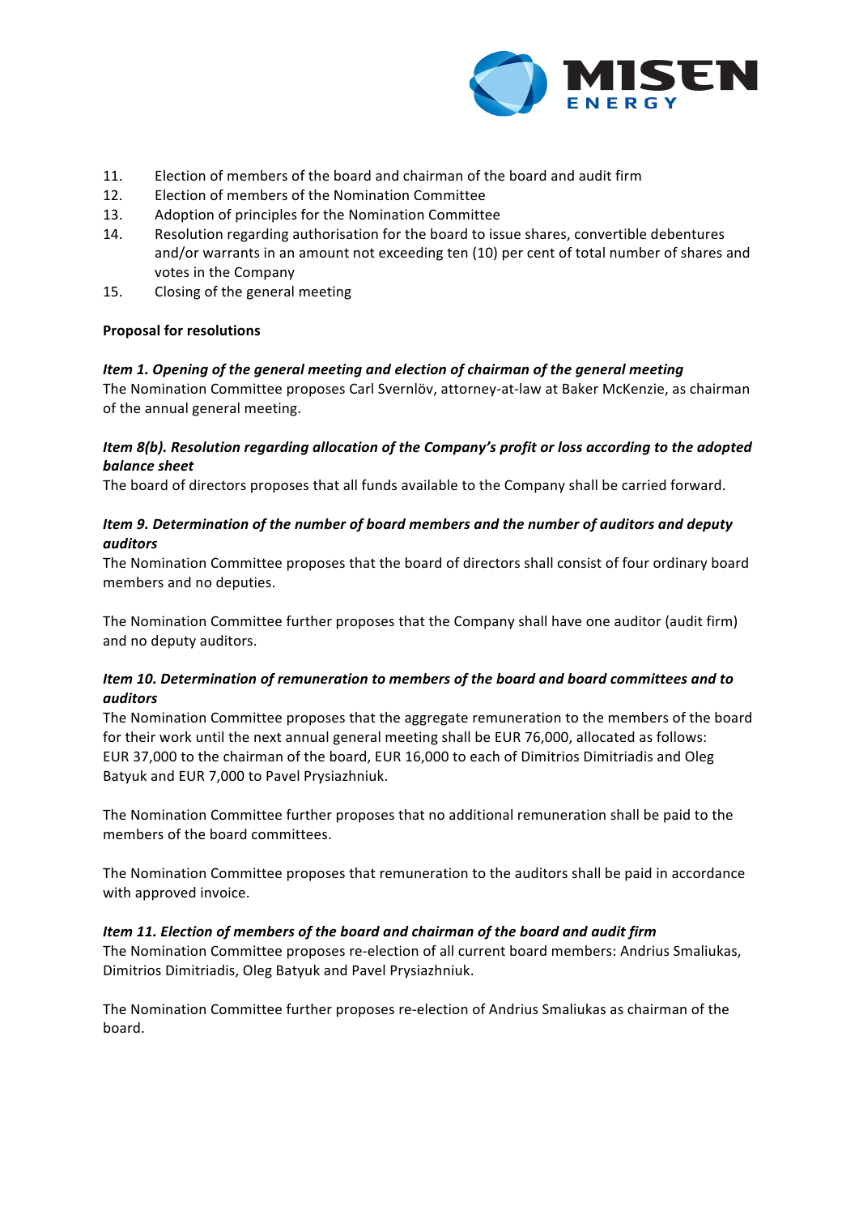11. Election of members of the board and chairman of the board and audit firm
12. Election of members of the Nomination Committee
13. Adoption of principles for the Nomination Committee
14. Resolution regarding authorisation for the board to issue shares, convertible debentures and/or warrants in an amount not exceeding ten (10) per cent of total number of shares and votes in the Company
15. Closing of the general meeting

**Proposal for resolutions**

***Item 1. Opening of the general meeting and election of chairman of the general meeting***
The Nomination Committee proposes Carl Svernlöv, attorney-at-law at Baker McKenzie, as chairman of the annual general meeting.

***Item 8(b). Resolution regarding allocation of the Company's profit or loss according to the adopted balance sheet***
The board of directors proposes that all funds available to the Company shall be carried forward.

***Item 9. Determination of the number of board members and the number of auditors and deputy auditors***
The Nomination Committee proposes that the board of directors shall consist of four ordinary board members and no deputies.

The Nomination Committee further proposes that the Company shall have one auditor (audit firm) and no deputy auditors.

***Item 10. Determination of remuneration to members of the board and board committees and to auditors***
The Nomination Committee proposes that the aggregate remuneration to the members of the board for their work until the next annual general meeting shall be EUR 76,000, allocated as follows: EUR 37,000 to the chairman of the board, EUR 16,000 to each of Dimitrios Dimitriadis and Oleg Batyuk and EUR 7,000 to Pavel Prysiazhniuk.

The Nomination Committee further proposes that no additional remuneration shall be paid to the members of the board committees.

The Nomination Committee proposes that remuneration to the auditors shall be paid in accordance with approved invoice.

***Item 11. Election of members of the board and chairman of the board and audit firm***
The Nomination Committee proposes re-election of all current board members: Andrius Smaliukas, Dimitrios Dimitriadis, Oleg Batyuk and Pavel Prysiazhniuk.

The Nomination Committee further proposes re-election of Andrius Smaliukas as chairman of the board.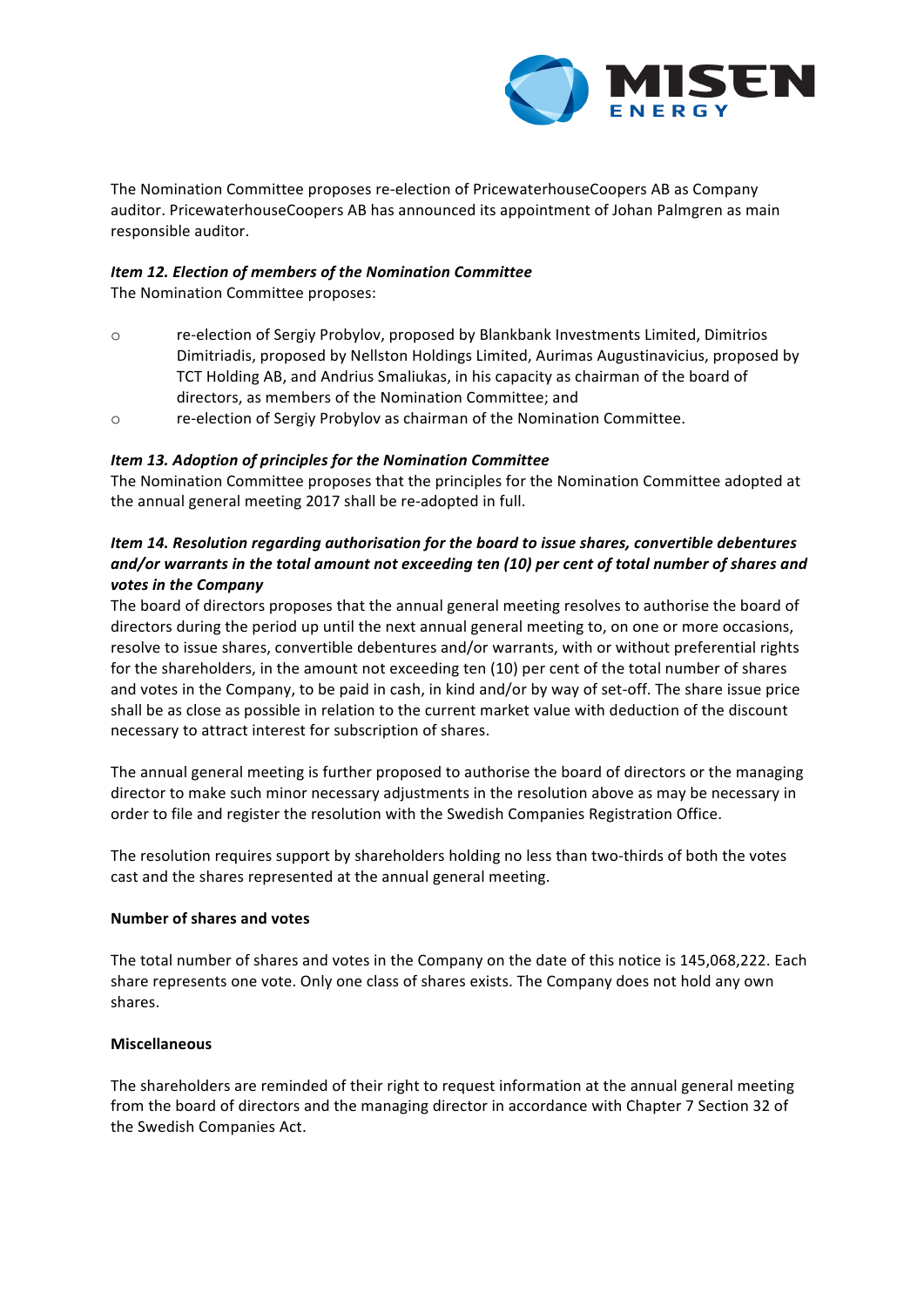The Nomination Committee proposes re-election of PricewaterhouseCoopers AB as Company auditor. PricewaterhouseCoopers AB has announced its appointment of Johan Palmgren as main responsible auditor.

***Item 12. Election of members of the Nomination Committee***

The Nomination Committee proposes:

- re-election of Sergiy Probylov, proposed by Blankbank Investments Limited, Dimitrios Dimitriadis, proposed by Nellston Holdings Limited, Aurimas Augustinavicius, proposed by TCT Holding AB, and Andrius Smaliukas, in his capacity as chairman of the board of directors, as members of the Nomination Committee; and
- re-election of Sergiy Probylov as chairman of the Nomination Committee.

***Item 13. Adoption of principles for the Nomination Committee***

The Nomination Committee proposes that the principles for the Nomination Committee adopted at the annual general meeting 2017 shall be re-adopted in full.

***Item 14. Resolution regarding authorisation for the board to issue shares, convertible debentures and/or warrants in the total amount not exceeding ten (10) per cent of total number of shares and votes in the Company***

The board of directors proposes that the annual general meeting resolves to authorise the board of directors during the period up until the next annual general meeting to, on one or more occasions, resolve to issue shares, convertible debentures and/or warrants, with or without preferential rights for the shareholders, in the amount not exceeding ten (10) per cent of the total number of shares and votes in the Company, to be paid in cash, in kind and/or by way of set-off. The share issue price shall be as close as possible in relation to the current market value with deduction of the discount necessary to attract interest for subscription of shares.

The annual general meeting is further proposed to authorise the board of directors or the managing director to make such minor necessary adjustments in the resolution above as may be necessary in order to file and register the resolution with the Swedish Companies Registration Office.

The resolution requires support by shareholders holding no less than two-thirds of both the votes cast and the shares represented at the annual general meeting.

**Number of shares and votes**

The total number of shares and votes in the Company on the date of this notice is 145,068,222. Each share represents one vote. Only one class of shares exists. The Company does not hold any own shares.

**Miscellaneous**

The shareholders are reminded of their right to request information at the annual general meeting from the board of directors and the managing director in accordance with Chapter 7 Section 32 of the Swedish Companies Act.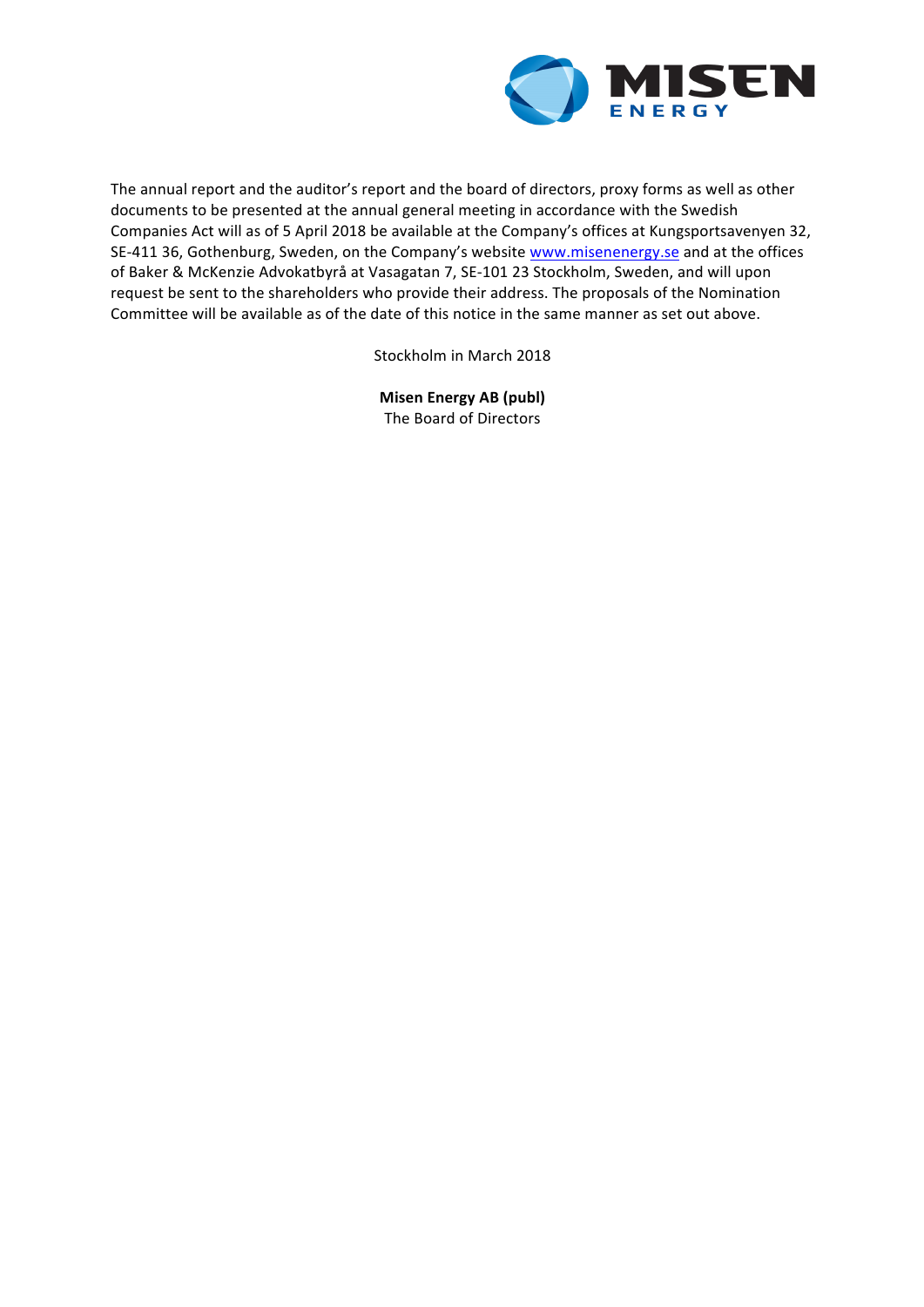The annual report and the auditor's report and the board of directors, proxy forms as well as other documents to be presented at the annual general meeting in accordance with the Swedish Companies Act will as of 5 April 2018 be available at the Company's offices at Kungsportsavenyen 32, SE-411 36, Gothenburg, Sweden, on the Company's website www.misenenergy.se and at the offices of Baker & McKenzie Advokatbyrå at Vasagatan 7, SE-101 23 Stockholm, Sweden, and will upon request be sent to the shareholders who provide their address. The proposals of the Nomination Committee will be available as of the date of this notice in the same manner as set out above.

Stockholm in March 2018

**Misen Energy AB (publ)**
The Board of Directors